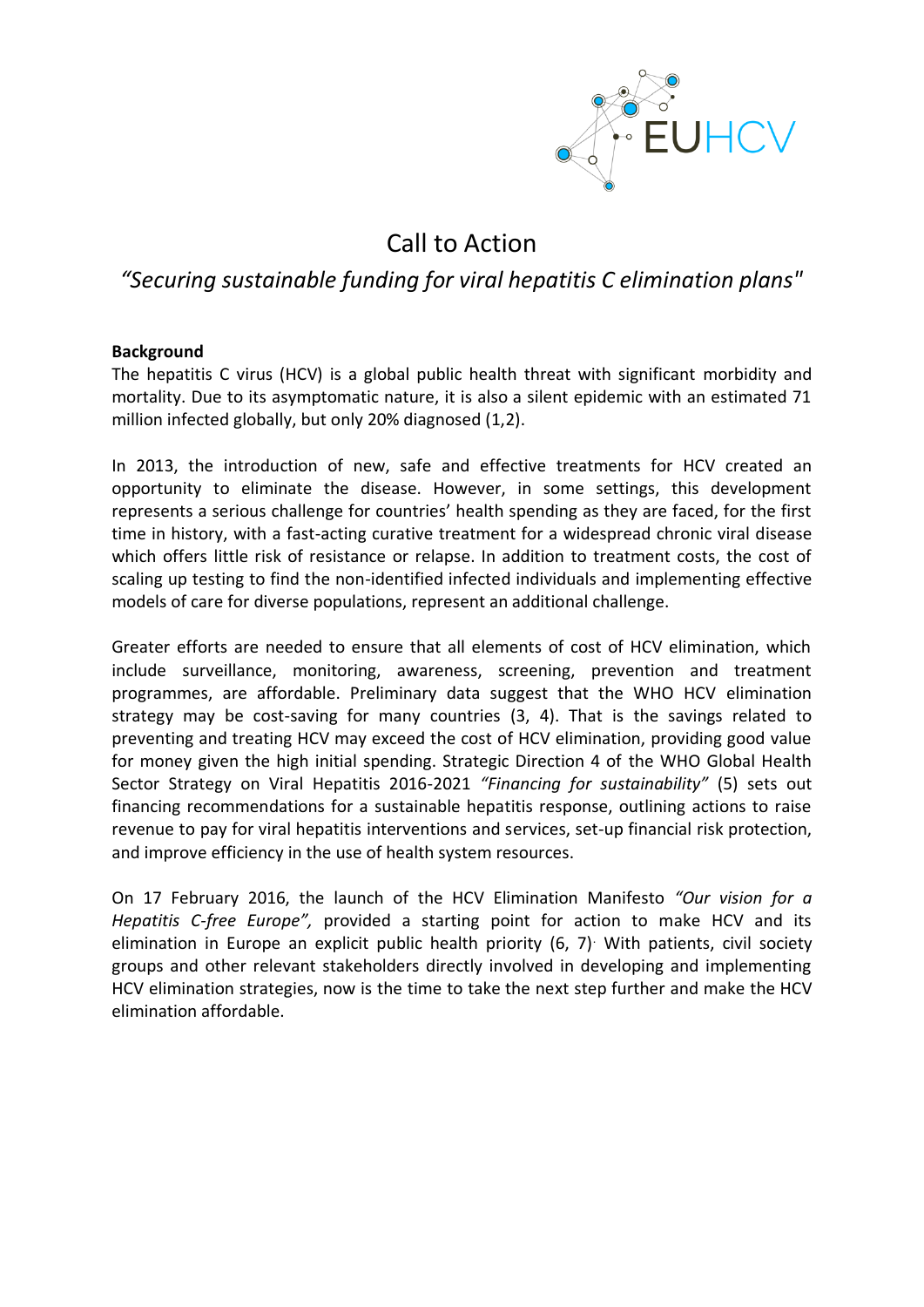EUHCV

# Call to Action

## *"Securing sustainable funding for viral hepatitis C elimination plans"*

**Background**

The hepatitis C virus (HCV) is a global public health threat with significant morbidity and mortality. Due to its asymptomatic nature, it is also a silent epidemic with an estimated 71 million infected globally, but only 20% diagnosed (1,2).

In 2013, the introduction of new, safe and effective treatments for HCV created an opportunity to eliminate the disease. However, in some settings, this development represents a serious challenge for countries' health spending as they are faced, for the first time in history, with a fast-acting curative treatment for a widespread chronic viral disease which offers little risk of resistance or relapse. In addition to treatment costs, the cost of scaling up testing to find the non-identified infected individuals and implementing effective models of care for diverse populations, represent an additional challenge.

Greater efforts are needed to ensure that all elements of cost of HCV elimination, which include surveillance, monitoring, awareness, screening, prevention and treatment programmes, are affordable. Preliminary data suggest that the WHO HCV elimination strategy may be cost-saving for many countries (3, 4). That is the savings related to preventing and treating HCV may exceed the cost of HCV elimination, providing good value for money given the high initial spending. Strategic Direction 4 of the WHO Global Health Sector Strategy on Viral Hepatitis 2016-2021 *"Financing for sustainability"* (5) sets out financing recommendations for a sustainable hepatitis response, outlining actions to raise revenue to pay for viral hepatitis interventions and services, set-up financial risk protection, and improve efficiency in the use of health system resources.

On 17 February 2016, the launch of the HCV Elimination Manifesto *"Our vision for a Hepatitis C-free Europe",* provided a starting point for action to make HCV and its elimination in Europe an explicit public health priority (6, 7). With patients, civil society groups and other relevant stakeholders directly involved in developing and implementing HCV elimination strategies, now is the time to take the next step further and make the HCV elimination affordable.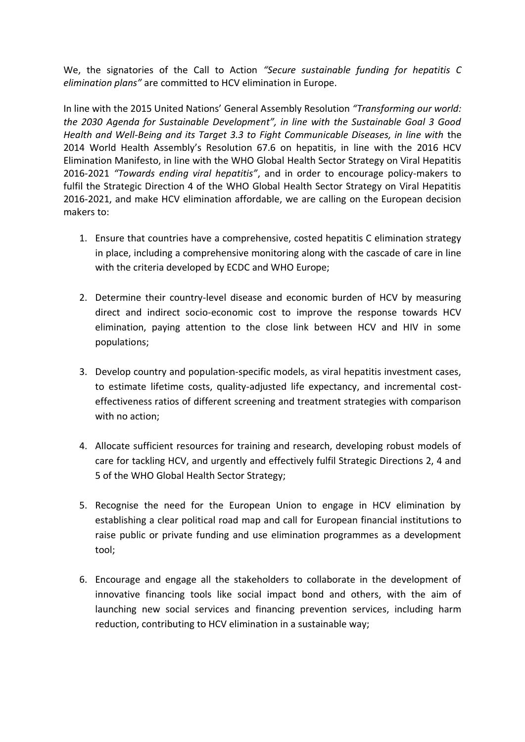We, the signatories of the Call to Action *"Secure sustainable funding for hepatitis C elimination plans"* are committed to HCV elimination in Europe.

In line with the 2015 United Nations' General Assembly Resolution *"Transforming our world: the 2030 Agenda for Sustainable Development", in line with the Sustainable Goal 3 Good Health and Well-Being and its Target 3.3 to Fight Communicable Diseases, in line with* the 2014 World Health Assembly's Resolution 67.6 on hepatitis, in line with the 2016 HCV Elimination Manifesto, in line with the WHO Global Health Sector Strategy on Viral Hepatitis 2016-2021 *"Towards ending viral hepatitis"*, and in order to encourage policy-makers to fulfil the Strategic Direction 4 of the WHO Global Health Sector Strategy on Viral Hepatitis 2016-2021, and make HCV elimination affordable, we are calling on the European decision makers to:

1. Ensure that countries have a comprehensive, costed hepatitis C elimination strategy in place, including a comprehensive monitoring along with the cascade of care in line with the criteria developed by ECDC and WHO Europe;

2. Determine their country-level disease and economic burden of HCV by measuring direct and indirect socio-economic cost to improve the response towards HCV elimination, paying attention to the close link between HCV and HIV in some populations;

3. Develop country and population-specific models, as viral hepatitis investment cases, to estimate lifetime costs, quality-adjusted life expectancy, and incremental cost-effectiveness ratios of different screening and treatment strategies with comparison with no action;

4. Allocate sufficient resources for training and research, developing robust models of care for tackling HCV, and urgently and effectively fulfil Strategic Directions 2, 4 and 5 of the WHO Global Health Sector Strategy;

5. Recognise the need for the European Union to engage in HCV elimination by establishing a clear political road map and call for European financial institutions to raise public or private funding and use elimination programmes as a development tool;

6. Encourage and engage all the stakeholders to collaborate in the development of innovative financing tools like social impact bond and others, with the aim of launching new social services and financing prevention services, including harm reduction, contributing to HCV elimination in a sustainable way;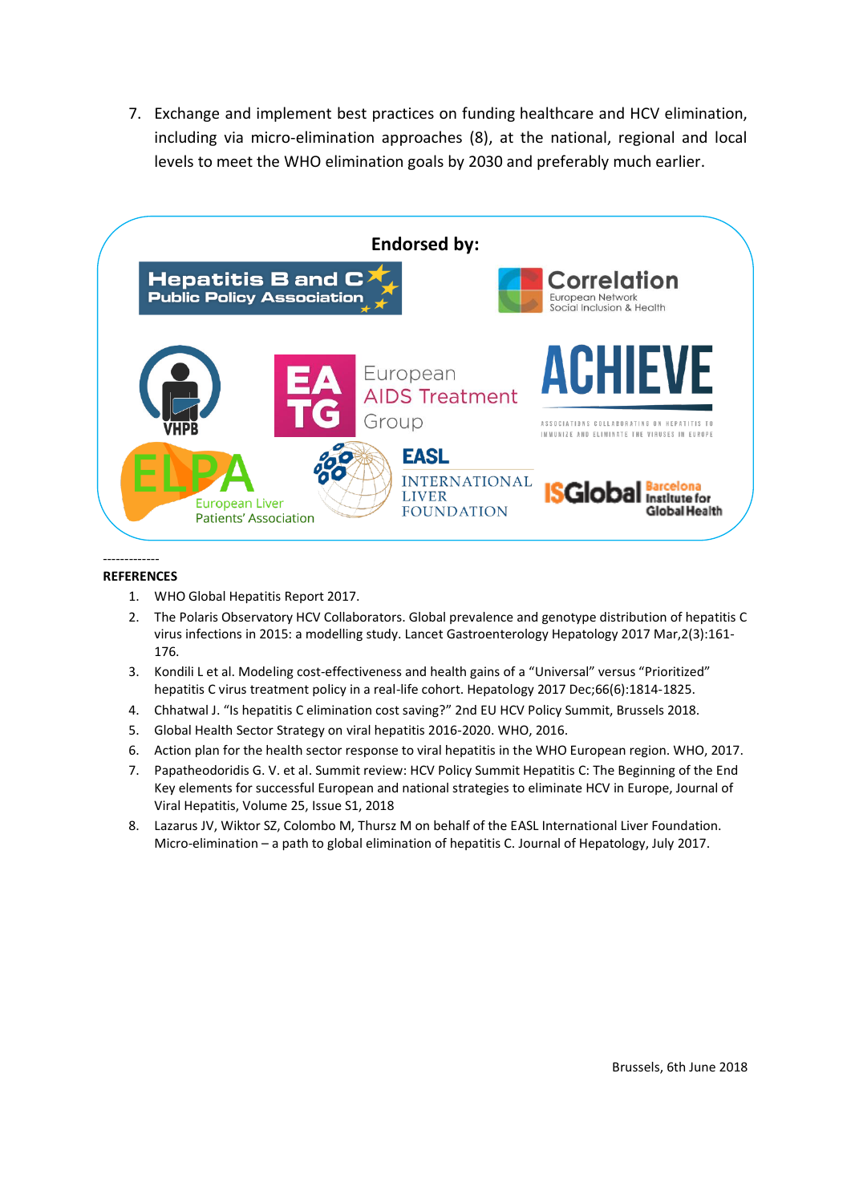7. Exchange and implement best practices on funding healthcare and HCV elimination, including via micro-elimination approaches (8), at the national, regional and local levels to meet the WHO elimination goals by 2030 and preferably much earlier.

**Endorsed by:**

Hepatitis B and C Public Policy Association

Correlation European Network Social Inclusion & Health

VHPB

EATG European AIDS Treatment Group

ACHIEVE Associations Collaborating on Hepatitis to Immunize and Eliminate the Viruses in Europe

ELPA European Liver Patients' Association

EASL International Liver Foundation

ISGlobal Barcelona Institute for Global Health

-------------

**REFERENCES**

1. WHO Global Hepatitis Report 2017.
2. The Polaris Observatory HCV Collaborators. Global prevalence and genotype distribution of hepatitis C virus infections in 2015: a modelling study. Lancet Gastroenterology Hepatology 2017 Mar,2(3):161-176.
3. Kondili L et al. Modeling cost-effectiveness and health gains of a "Universal" versus "Prioritized" hepatitis C virus treatment policy in a real-life cohort. Hepatology 2017 Dec;66(6):1814-1825.
4. Chhatwal J. "Is hepatitis C elimination cost saving?" 2nd EU HCV Policy Summit, Brussels 2018.
5. Global Health Sector Strategy on viral hepatitis 2016-2020. WHO, 2016.
6. Action plan for the health sector response to viral hepatitis in the WHO European region. WHO, 2017.
7. Papatheodoridis G. V. et al. Summit review: HCV Policy Summit Hepatitis C: The Beginning of the End Key elements for successful European and national strategies to eliminate HCV in Europe, Journal of Viral Hepatitis, Volume 25, Issue S1, 2018
8. Lazarus JV, Wiktor SZ, Colombo M, Thursz M on behalf of the EASL International Liver Foundation. Micro-elimination – a path to global elimination of hepatitis C. Journal of Hepatology, July 2017.

Brussels, 6th June 2018